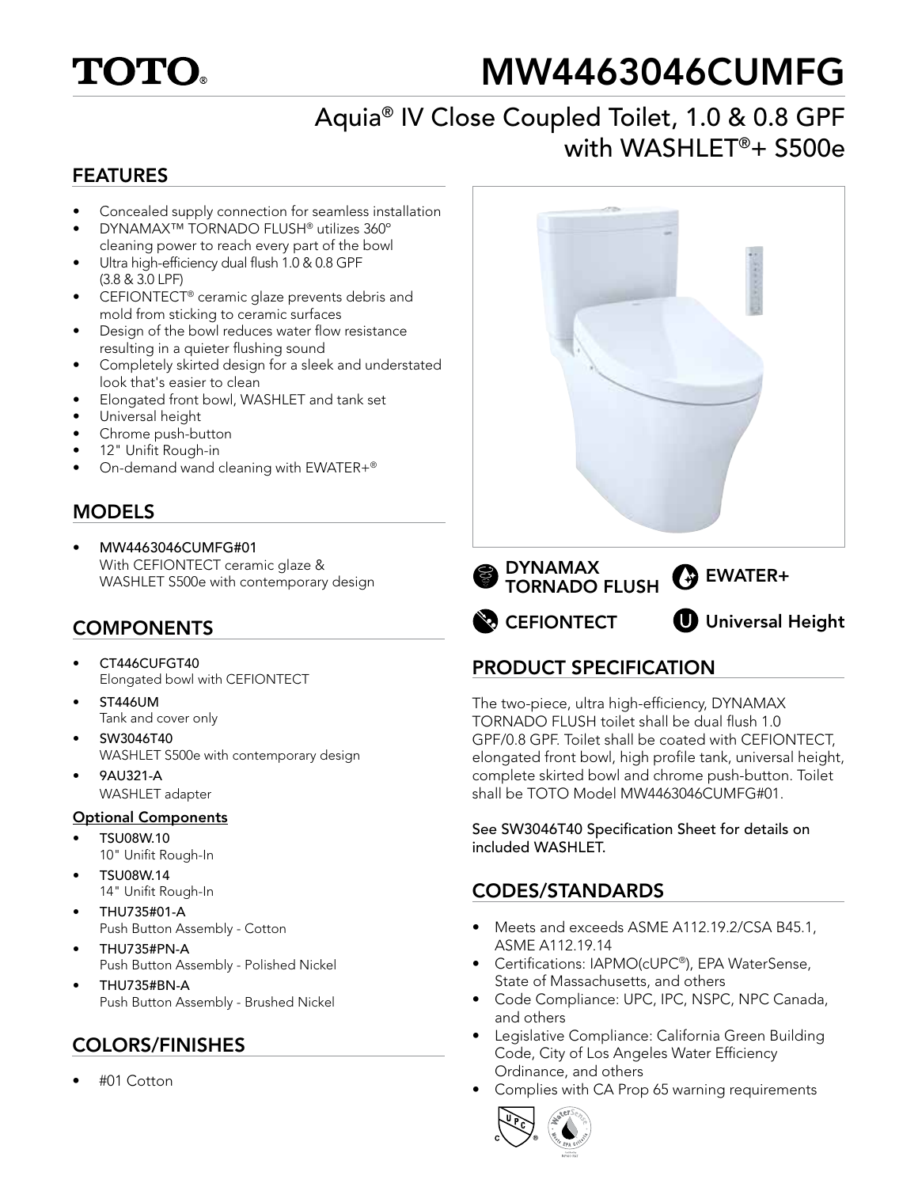# TOTO®

# MW4463046CUMFG

## Aquia® IV Close Coupled Toilet, 1.0 & 0.8 GPF with WASHLET®+ S500e

## FEATURES

- Concealed supply connection for seamless installation
- DYNAMAX™ TORNADO FLUSH® utilizes 360º cleaning power to reach every part of the bowl
- Ultra high-efficiency dual flush 1.0 & 0.8 GPF (3.8 & 3.0 LPF)
- CEFIONTECT® ceramic glaze prevents debris and mold from sticking to ceramic surfaces
- Design of the bowl reduces water flow resistance resulting in a quieter flushing sound
- Completely skirted design for a sleek and understated look that's easier to clean
- Elongated front bowl, WASHLET and tank set
- Universal height
- Chrome push-button
- 12" Unifit Rough-in
- On-demand wand cleaning with EWATER+®

## MODELS

- MW4463046CUMFG#01
  With CEFIONTECT ceramic glaze & WASHLET S500e with contemporary design

## COMPONENTS

- CT446CUFGT40
  Elongated bowl with CEFIONTECT
- ST446UM
  Tank and cover only
- SW3046T40
  WASHLET S500e with contemporary design
- 9AU321-A
  WASHLET adapter

**Optional Components**

- TSU08W.10
  10" Unifit Rough-In
- TSU08W.14
  14" Unifit Rough-In
- THU735#01-A
  Push Button Assembly - Cotton
- THU735#PN-A
  Push Button Assembly - Polished Nickel
- THU735#BN-A
  Push Button Assembly - Brushed Nickel

## COLORS/FINISHES

- #01 Cotton

DYNAMAX TORNADO FLUSH | EWATER+ | CEFIONTECT | Universal Height

## PRODUCT SPECIFICATION

The two-piece, ultra high-efficiency, DYNAMAX TORNADO FLUSH toilet shall be dual flush 1.0 GPF/0.8 GPF. Toilet shall be coated with CEFIONTECT, elongated front bowl, high profile tank, universal height, complete skirted bowl and chrome push-button. Toilet shall be TOTO Model MW4463046CUMFG#01.

See SW3046T40 Specification Sheet for details on included WASHLET.

## CODES/STANDARDS

- Meets and exceeds ASME A112.19.2/CSA B45.1, ASME A112.19.14
- Certifications: IAPMO(cUPC®), EPA WaterSense, State of Massachusetts, and others
- Code Compliance: UPC, IPC, NSPC, NPC Canada, and others
- Legislative Compliance: California Green Building Code, City of Los Angeles Water Efficiency Ordinance, and others
- Complies with CA Prop 65 warning requirements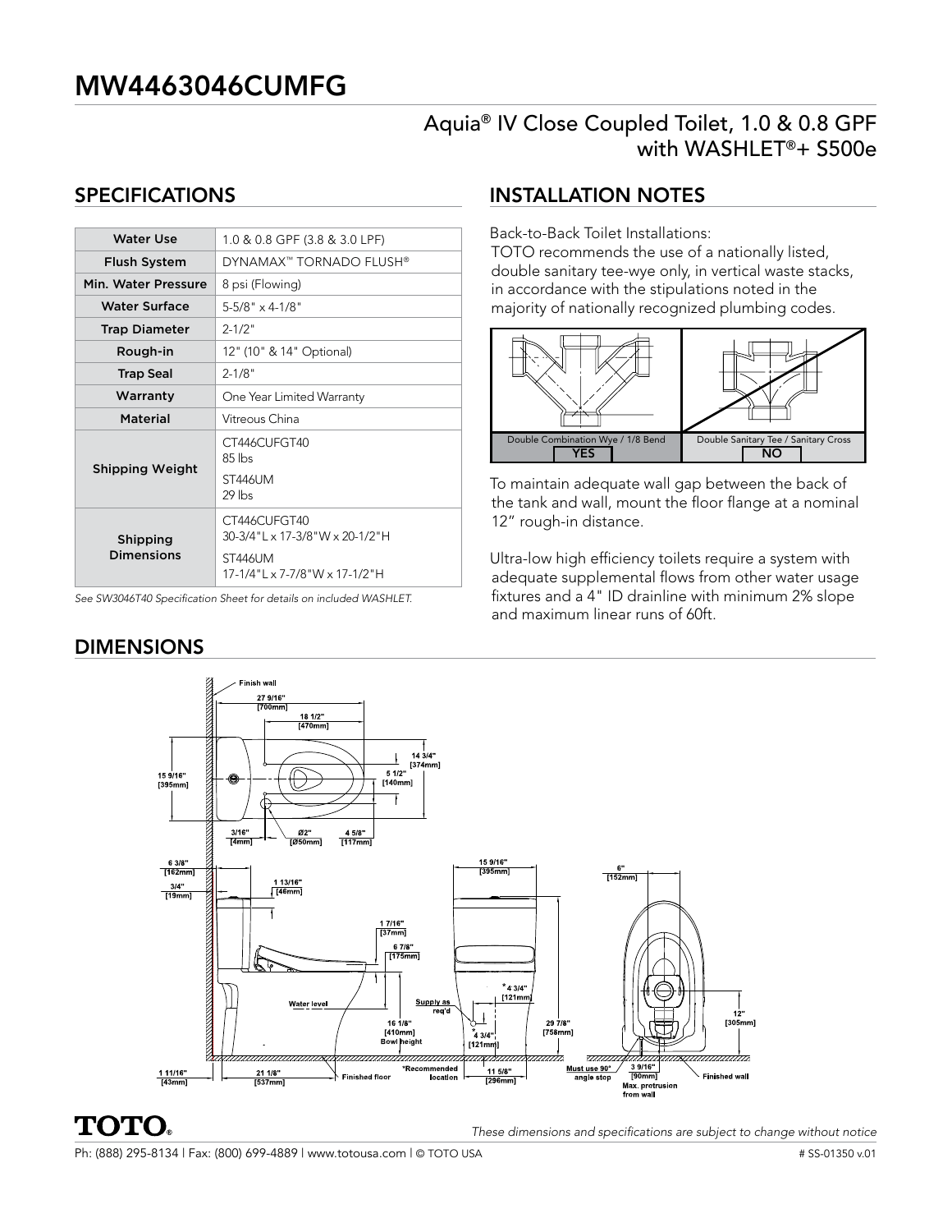# MW4463046CUMFG

## Aquia® IV Close Coupled Toilet, 1.0 & 0.8 GPF with WASHLET®+ S500e

## SPECIFICATIONS

| | |
|---|---|
| Water Use | 1.0 & 0.8 GPF (3.8 & 3.0 LPF) |
| Flush System | DYNAMAX™ TORNADO FLUSH® |
| Min. Water Pressure | 8 psi (Flowing) |
| Water Surface | 5-5/8" x 4-1/8" |
| Trap Diameter | 2-1/2" |
| Rough-in | 12" (10" & 14" Optional) |
| Trap Seal | 2-1/8" |
| Warranty | One Year Limited Warranty |
| Material | Vitreous China |
| Shipping Weight | CT446CUFGT40 85 lbs<br>ST446UM 29 lbs |
| Shipping Dimensions | CT446CUFGT40 30-3/4"L x 17-3/8"W x 20-1/2"H<br>ST446UM 17-1/4"L x 7-7/8"W x 17-1/2"H |

*See SW3046T40 Specification Sheet for details on included WASHLET.*

## INSTALLATION NOTES

Back-to-Back Toilet Installations:
TOTO recommends the use of a nationally listed, double sanitary tee-wye only, in vertical waste stacks, in accordance with the stipulations noted in the majority of nationally recognized plumbing codes.

Double Combination Wye / 1/8 Bend
YES

Double Sanitary Tee / Sanitary Cross
NO

To maintain adequate wall gap between the back of the tank and wall, mount the floor flange at a nominal 12" rough-in distance.

Ultra-low high efficiency toilets require a system with adequate supplemental flows from other water usage fixtures and a 4" ID drainline with minimum 2% slope and maximum linear runs of 60ft.

## DIMENSIONS

Finish wall
27 9/16" [700mm]
18 1/2" [470mm]
14 3/4" [374mm]
5 1/2" [140mm]
15 9/16" [395mm]
3/16" [4mm]
Ø2" [Ø50mm]
4 5/8" [117mm]
6 3/8" [162mm]
3/4" [19mm]
1 13/16" [46mm]
1 7/16" [37mm]
6 7/8" [175mm]
Water level
16 1/8" [410mm] Bowl height
Supply as req'd
*4 3/4" [121mm]
*4 3/4" [121mm]
15 9/16" [395mm]
29 7/8" [758mm]
6" [152mm]
12" [305mm]
1 11/16" [43mm]
21 1/8" [537mm]
Finished floor
*Recommended location
11 5/8" [296mm]
Must use 90° angle stop
3 9/16" [90mm] Max. protrusion from wall
Finished wall

*These dimensions and specifications are subject to change without notice*

TOTO®

Ph: (888) 295-8134 | Fax: (800) 699-4889 | www.totousa.com | © TOTO USA

# SS-01350 v.01